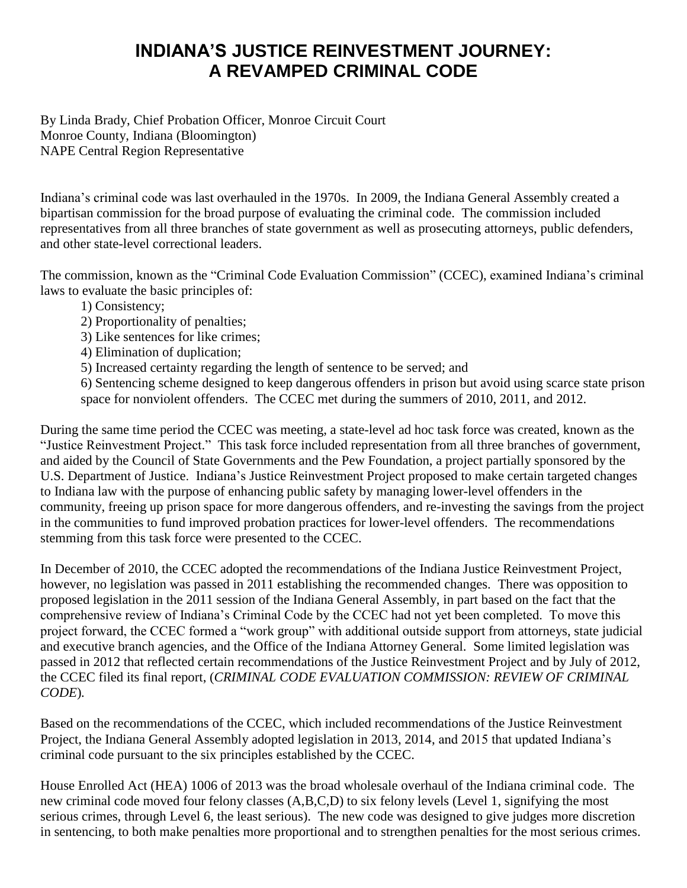# INDIANA'S JUSTICE REINVESTMENT JOURNEY: A REVAMPED CRIMINAL CODE

By Linda Brady, Chief Probation Officer, Monroe Circuit Court
Monroe County, Indiana (Bloomington)
NAPE Central Region Representative

Indiana's criminal code was last overhauled in the 1970s. In 2009, the Indiana General Assembly created a bipartisan commission for the broad purpose of evaluating the criminal code. The commission included representatives from all three branches of state government as well as prosecuting attorneys, public defenders, and other state-level correctional leaders.

The commission, known as the "Criminal Code Evaluation Commission" (CCEC), examined Indiana's criminal laws to evaluate the basic principles of:

1) Consistency;
2) Proportionality of penalties;
3) Like sentences for like crimes;
4) Elimination of duplication;
5) Increased certainty regarding the length of sentence to be served; and
6) Sentencing scheme designed to keep dangerous offenders in prison but avoid using scarce state prison space for nonviolent offenders. The CCEC met during the summers of 2010, 2011, and 2012.

During the same time period the CCEC was meeting, a state-level ad hoc task force was created, known as the "Justice Reinvestment Project." This task force included representation from all three branches of government, and aided by the Council of State Governments and the Pew Foundation, a project partially sponsored by the U.S. Department of Justice. Indiana's Justice Reinvestment Project proposed to make certain targeted changes to Indiana law with the purpose of enhancing public safety by managing lower-level offenders in the community, freeing up prison space for more dangerous offenders, and re-investing the savings from the project in the communities to fund improved probation practices for lower-level offenders. The recommendations stemming from this task force were presented to the CCEC.

In December of 2010, the CCEC adopted the recommendations of the Indiana Justice Reinvestment Project, however, no legislation was passed in 2011 establishing the recommended changes. There was opposition to proposed legislation in the 2011 session of the Indiana General Assembly, in part based on the fact that the comprehensive review of Indiana's Criminal Code by the CCEC had not yet been completed. To move this project forward, the CCEC formed a "work group" with additional outside support from attorneys, state judicial and executive branch agencies, and the Office of the Indiana Attorney General. Some limited legislation was passed in 2012 that reflected certain recommendations of the Justice Reinvestment Project and by July of 2012, the CCEC filed its final report, (*CRIMINAL CODE EVALUATION COMMISSION: REVIEW OF CRIMINAL CODE*).

Based on the recommendations of the CCEC, which included recommendations of the Justice Reinvestment Project, the Indiana General Assembly adopted legislation in 2013, 2014, and 2015 that updated Indiana's criminal code pursuant to the six principles established by the CCEC.

House Enrolled Act (HEA) 1006 of 2013 was the broad wholesale overhaul of the Indiana criminal code. The new criminal code moved four felony classes (A,B,C,D) to six felony levels (Level 1, signifying the most serious crimes, through Level 6, the least serious). The new code was designed to give judges more discretion in sentencing, to both make penalties more proportional and to strengthen penalties for the most serious crimes.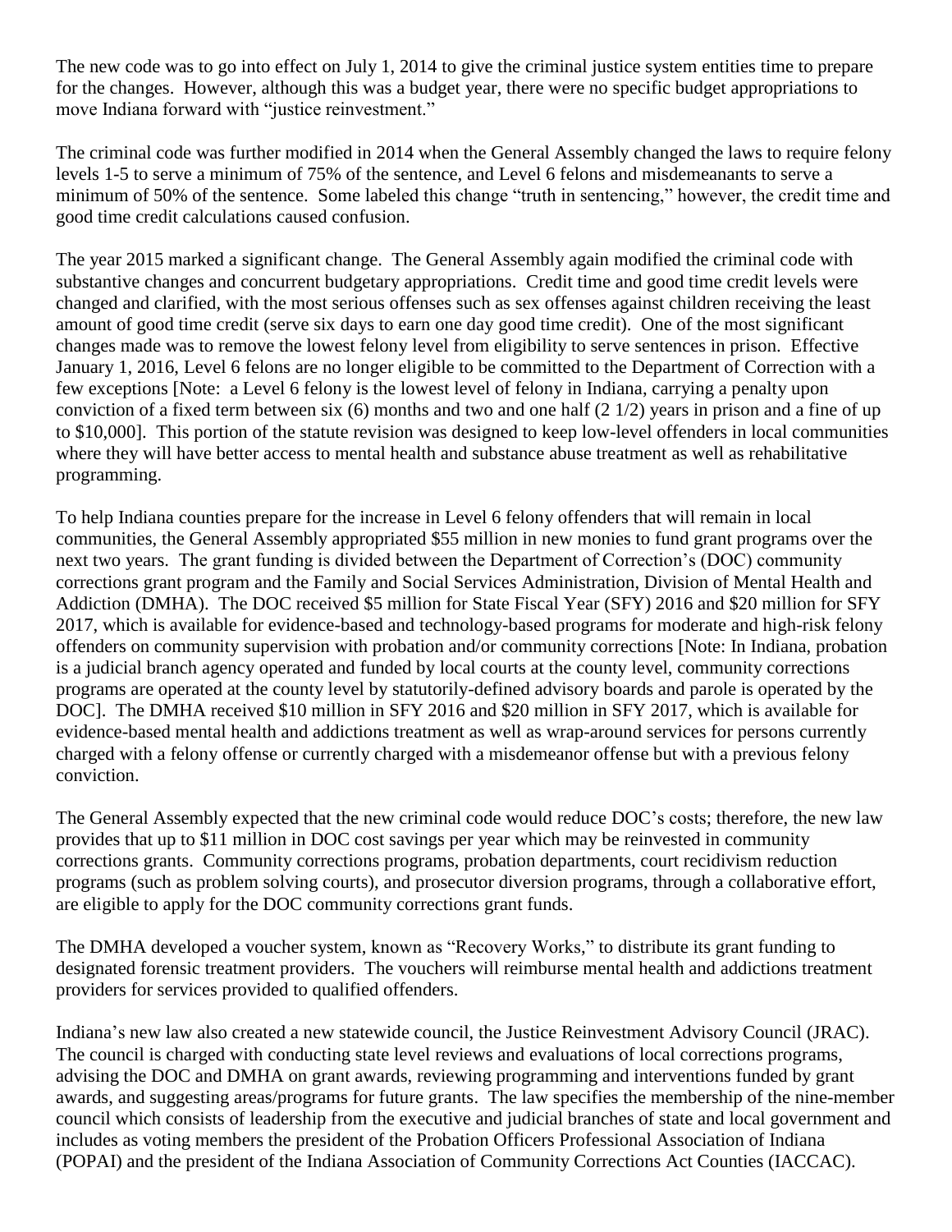The new code was to go into effect on July 1, 2014 to give the criminal justice system entities time to prepare for the changes. However, although this was a budget year, there were no specific budget appropriations to move Indiana forward with "justice reinvestment."

The criminal code was further modified in 2014 when the General Assembly changed the laws to require felony levels 1-5 to serve a minimum of 75% of the sentence, and Level 6 felons and misdemeanants to serve a minimum of 50% of the sentence. Some labeled this change "truth in sentencing," however, the credit time and good time credit calculations caused confusion.

The year 2015 marked a significant change. The General Assembly again modified the criminal code with substantive changes and concurrent budgetary appropriations. Credit time and good time credit levels were changed and clarified, with the most serious offenses such as sex offenses against children receiving the least amount of good time credit (serve six days to earn one day good time credit). One of the most significant changes made was to remove the lowest felony level from eligibility to serve sentences in prison. Effective January 1, 2016, Level 6 felons are no longer eligible to be committed to the Department of Correction with a few exceptions [Note: a Level 6 felony is the lowest level of felony in Indiana, carrying a penalty upon conviction of a fixed term between six (6) months and two and one half (2 1/2) years in prison and a fine of up to $10,000]. This portion of the statute revision was designed to keep low-level offenders in local communities where they will have better access to mental health and substance abuse treatment as well as rehabilitative programming.

To help Indiana counties prepare for the increase in Level 6 felony offenders that will remain in local communities, the General Assembly appropriated $55 million in new monies to fund grant programs over the next two years. The grant funding is divided between the Department of Correction's (DOC) community corrections grant program and the Family and Social Services Administration, Division of Mental Health and Addiction (DMHA). The DOC received $5 million for State Fiscal Year (SFY) 2016 and $20 million for SFY 2017, which is available for evidence-based and technology-based programs for moderate and high-risk felony offenders on community supervision with probation and/or community corrections [Note: In Indiana, probation is a judicial branch agency operated and funded by local courts at the county level, community corrections programs are operated at the county level by statutorily-defined advisory boards and parole is operated by the DOC]. The DMHA received $10 million in SFY 2016 and $20 million in SFY 2017, which is available for evidence-based mental health and addictions treatment as well as wrap-around services for persons currently charged with a felony offense or currently charged with a misdemeanor offense but with a previous felony conviction.

The General Assembly expected that the new criminal code would reduce DOC's costs; therefore, the new law provides that up to $11 million in DOC cost savings per year which may be reinvested in community corrections grants. Community corrections programs, probation departments, court recidivism reduction programs (such as problem solving courts), and prosecutor diversion programs, through a collaborative effort, are eligible to apply for the DOC community corrections grant funds.

The DMHA developed a voucher system, known as "Recovery Works," to distribute its grant funding to designated forensic treatment providers. The vouchers will reimburse mental health and addictions treatment providers for services provided to qualified offenders.

Indiana's new law also created a new statewide council, the Justice Reinvestment Advisory Council (JRAC). The council is charged with conducting state level reviews and evaluations of local corrections programs, advising the DOC and DMHA on grant awards, reviewing programming and interventions funded by grant awards, and suggesting areas/programs for future grants. The law specifies the membership of the nine-member council which consists of leadership from the executive and judicial branches of state and local government and includes as voting members the president of the Probation Officers Professional Association of Indiana (POPAI) and the president of the Indiana Association of Community Corrections Act Counties (IACCAC).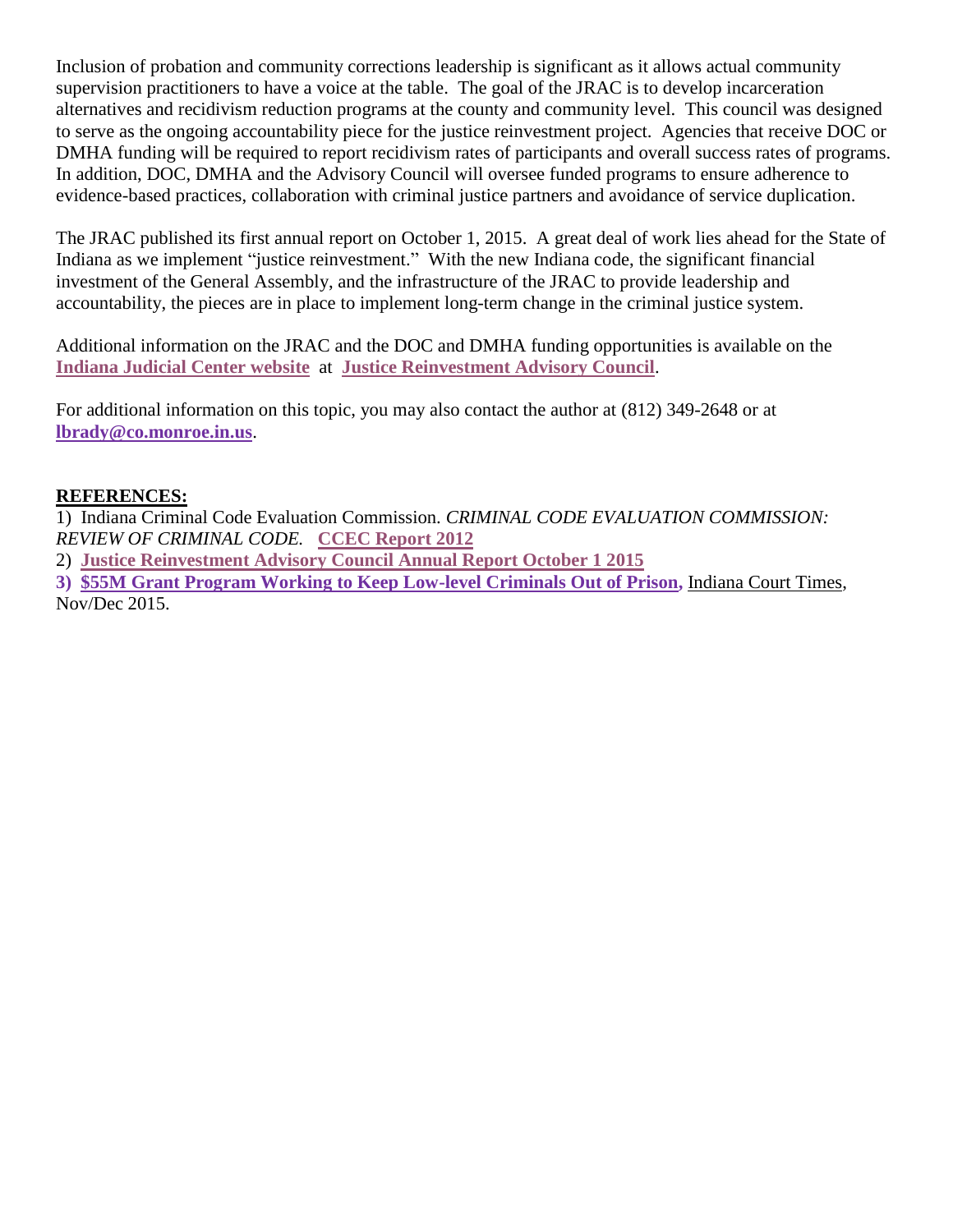Inclusion of probation and community corrections leadership is significant as it allows actual community supervision practitioners to have a voice at the table. The goal of the JRAC is to develop incarceration alternatives and recidivism reduction programs at the county and community level. This council was designed to serve as the ongoing accountability piece for the justice reinvestment project. Agencies that receive DOC or DMHA funding will be required to report recidivism rates of participants and overall success rates of programs. In addition, DOC, DMHA and the Advisory Council will oversee funded programs to ensure adherence to evidence-based practices, collaboration with criminal justice partners and avoidance of service duplication.

The JRAC published its first annual report on October 1, 2015. A great deal of work lies ahead for the State of Indiana as we implement "justice reinvestment." With the new Indiana code, the significant financial investment of the General Assembly, and the infrastructure of the JRAC to provide leadership and accountability, the pieces are in place to implement long-term change in the criminal justice system.

Additional information on the JRAC and the DOC and DMHA funding opportunities is available on the **Indiana Judicial Center website** at **Justice Reinvestment Advisory Council**.

For additional information on this topic, you may also contact the author at (812) 349-2648 or at **lbrady@co.monroe.in.us**.

**REFERENCES:**

1) Indiana Criminal Code Evaluation Commission. *CRIMINAL CODE EVALUATION COMMISSION: REVIEW OF CRIMINAL CODE.* **CCEC Report 2012**

2) **Justice Reinvestment Advisory Council Annual Report October 1 2015**

**3) $55M Grant Program Working to Keep Low-level Criminals Out of Prison,** Indiana Court Times, Nov/Dec 2015.